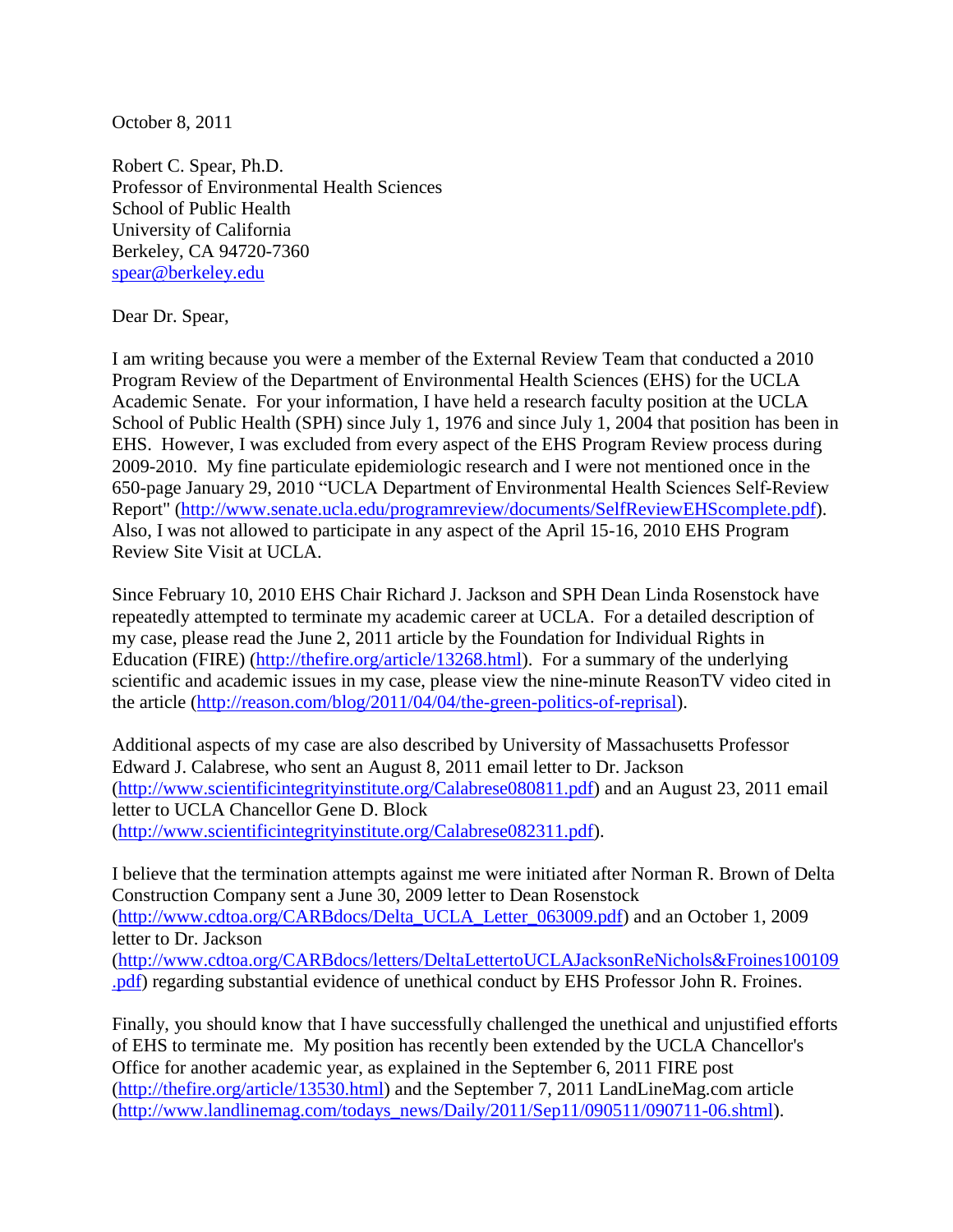October 8, 2011

Robert C. Spear, Ph.D.  
Professor of Environmental Health Sciences  
School of Public Health  
University of California  
Berkeley, CA 94720-7360  
spear@berkeley.edu

Dear Dr. Spear,

I am writing because you were a member of the External Review Team that conducted a 2010 Program Review of the Department of Environmental Health Sciences (EHS) for the UCLA Academic Senate. For your information, I have held a research faculty position at the UCLA School of Public Health (SPH) since July 1, 1976 and since July 1, 2004 that position has been in EHS. However, I was excluded from every aspect of the EHS Program Review process during 2009-2010. My fine particulate epidemiologic research and I were not mentioned once in the 650-page January 29, 2010 "UCLA Department of Environmental Health Sciences Self-Review Report" (http://www.senate.ucla.edu/programreview/documents/SelfReviewEHScomplete.pdf). Also, I was not allowed to participate in any aspect of the April 15-16, 2010 EHS Program Review Site Visit at UCLA.

Since February 10, 2010 EHS Chair Richard J. Jackson and SPH Dean Linda Rosenstock have repeatedly attempted to terminate my academic career at UCLA. For a detailed description of my case, please read the June 2, 2011 article by the Foundation for Individual Rights in Education (FIRE) (http://thefire.org/article/13268.html). For a summary of the underlying scientific and academic issues in my case, please view the nine-minute ReasonTV video cited in the article (http://reason.com/blog/2011/04/04/the-green-politics-of-reprisal).

Additional aspects of my case are also described by University of Massachusetts Professor Edward J. Calabrese, who sent an August 8, 2011 email letter to Dr. Jackson (http://www.scientificintegrityinstitute.org/Calabrese080811.pdf) and an August 23, 2011 email letter to UCLA Chancellor Gene D. Block (http://www.scientificintegrityinstitute.org/Calabrese082311.pdf).

I believe that the termination attempts against me were initiated after Norman R. Brown of Delta Construction Company sent a June 30, 2009 letter to Dean Rosenstock (http://www.cdtoa.org/CARBdocs/Delta_UCLA_Letter_063009.pdf) and an October 1, 2009 letter to Dr. Jackson (http://www.cdtoa.org/CARBdocs/letters/DeltaLettertoUCLAJacksonReNichols&Froines100109.pdf) regarding substantial evidence of unethical conduct by EHS Professor John R. Froines.

Finally, you should know that I have successfully challenged the unethical and unjustified efforts of EHS to terminate me. My position has recently been extended by the UCLA Chancellor's Office for another academic year, as explained in the September 6, 2011 FIRE post (http://thefire.org/article/13530.html) and the September 7, 2011 LandLineMag.com article (http://www.landlinemag.com/todays_news/Daily/2011/Sep11/090511/090711-06.shtml).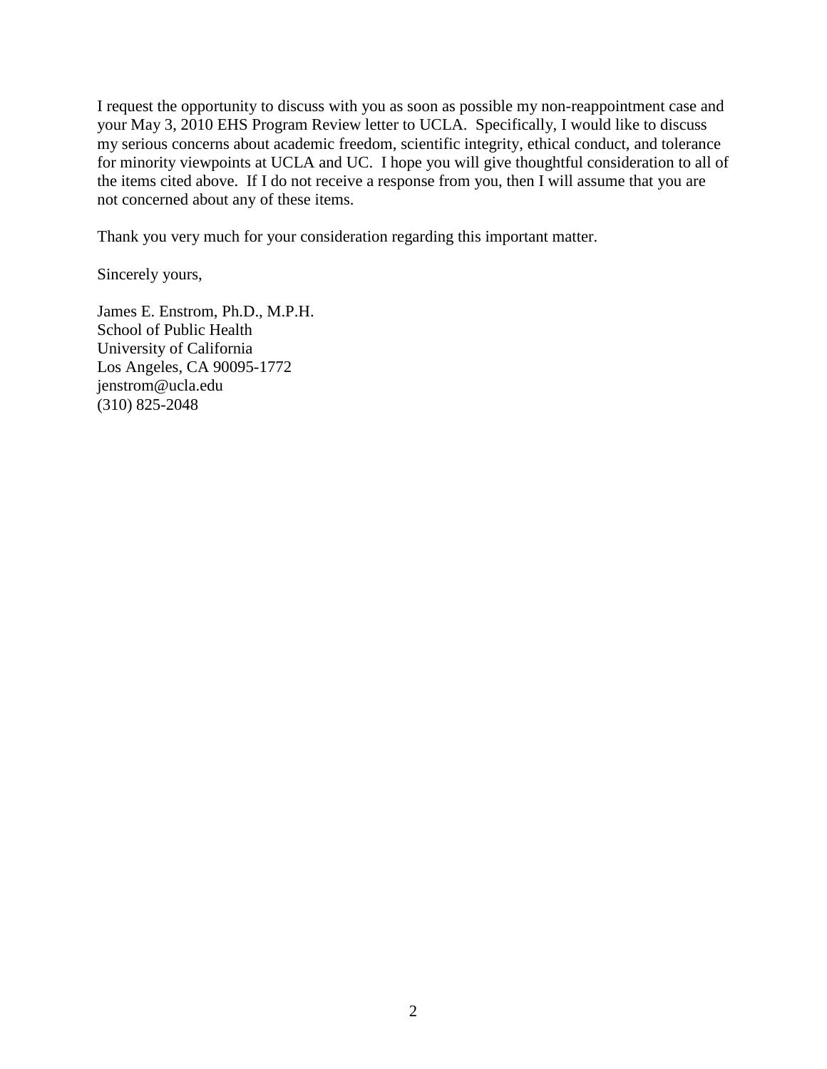I request the opportunity to discuss with you as soon as possible my non-reappointment case and your May 3, 2010 EHS Program Review letter to UCLA. Specifically, I would like to discuss my serious concerns about academic freedom, scientific integrity, ethical conduct, and tolerance for minority viewpoints at UCLA and UC. I hope you will give thoughtful consideration to all of the items cited above. If I do not receive a response from you, then I will assume that you are not concerned about any of these items.

Thank you very much for your consideration regarding this important matter.

Sincerely yours,

James E. Enstrom, Ph.D., M.P.H.
School of Public Health
University of California
Los Angeles, CA 90095-1772
jenstrom@ucla.edu
(310) 825-2048